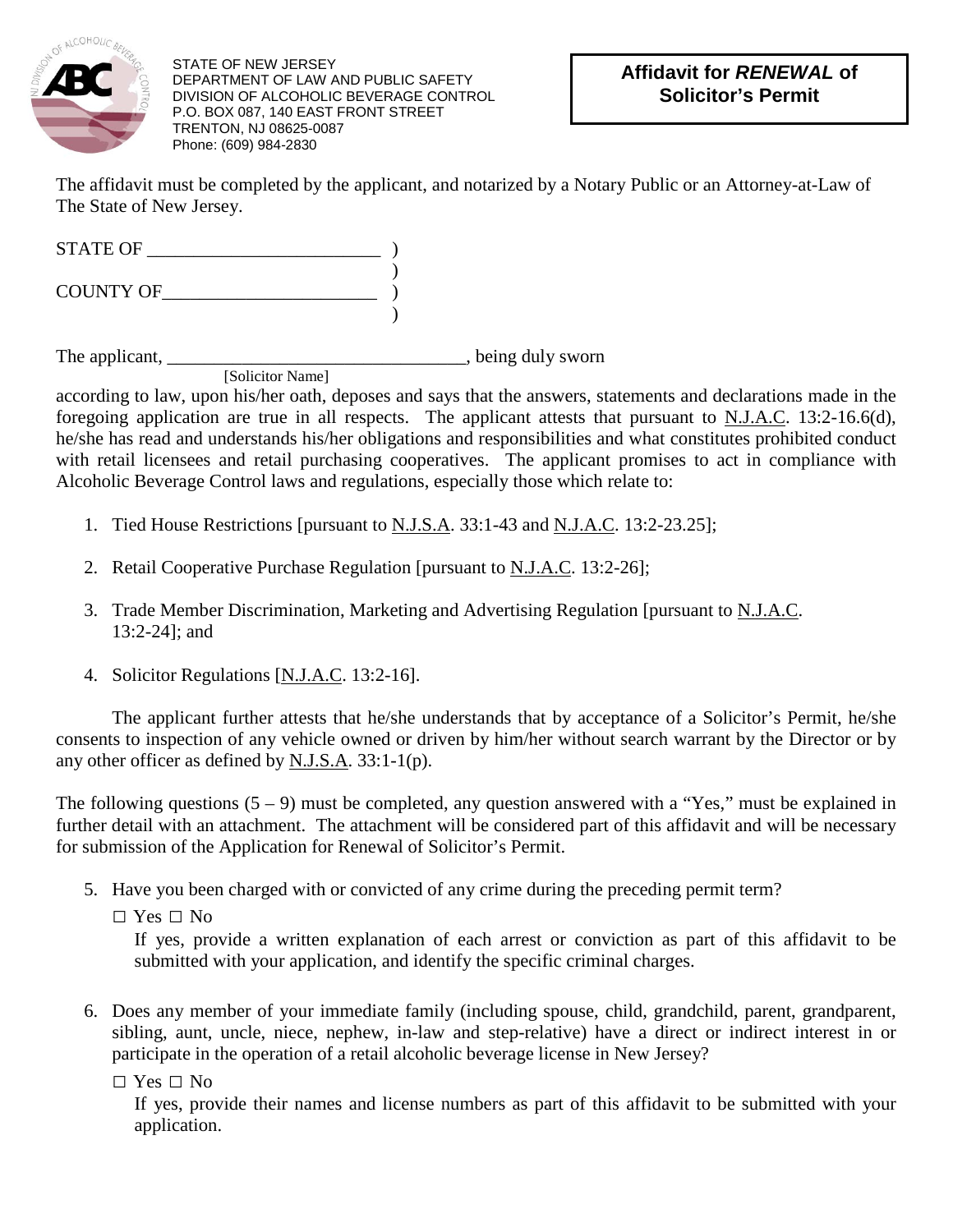STATE OF NEW JERSEY
DEPARTMENT OF LAW AND PUBLIC SAFETY
DIVISION OF ALCOHOLIC BEVERAGE CONTROL
P.O. BOX 087, 140 EAST FRONT STREET
TRENTON, NJ 08625-0087
Phone: (609) 984-2830

# Affidavit for *RENEWAL* of Solicitor's Permit

The affidavit must be completed by the applicant, and notarized by a Notary Public or an Attorney-at-Law of The State of New Jersey.

STATE OF _________________________ )
)
COUNTY OF________________________ )
)

The applicant, _________________________________, being duly sworn
[Solicitor Name]
according to law, upon his/her oath, deposes and says that the answers, statements and declarations made in the foregoing application are true in all respects. The applicant attests that pursuant to N.J.A.C. 13:2-16.6(d), he/she has read and understands his/her obligations and responsibilities and what constitutes prohibited conduct with retail licensees and retail purchasing cooperatives. The applicant promises to act in compliance with Alcoholic Beverage Control laws and regulations, especially those which relate to:

1. Tied House Restrictions [pursuant to N.J.S.A. 33:1-43 and N.J.A.C. 13:2-23.25];
2. Retail Cooperative Purchase Regulation [pursuant to N.J.A.C. 13:2-26];
3. Trade Member Discrimination, Marketing and Advertising Regulation [pursuant to N.J.A.C. 13:2-24]; and
4. Solicitor Regulations [N.J.A.C. 13:2-16].

The applicant further attests that he/she understands that by acceptance of a Solicitor's Permit, he/she consents to inspection of any vehicle owned or driven by him/her without search warrant by the Director or by any other officer as defined by N.J.S.A. 33:1-1(p).

The following questions (5 – 9) must be completed, any question answered with a "Yes," must be explained in further detail with an attachment. The attachment will be considered part of this affidavit and will be necessary for submission of the Application for Renewal of Solicitor's Permit.

5. Have you been charged with or convicted of any crime during the preceding permit term?

   ☐ Yes ☐ No

   If yes, provide a written explanation of each arrest or conviction as part of this affidavit to be submitted with your application, and identify the specific criminal charges.

6. Does any member of your immediate family (including spouse, child, grandchild, parent, grandparent, sibling, aunt, uncle, niece, nephew, in-law and step-relative) have a direct or indirect interest in or participate in the operation of a retail alcoholic beverage license in New Jersey?

   ☐ Yes ☐ No

   If yes, provide their names and license numbers as part of this affidavit to be submitted with your application.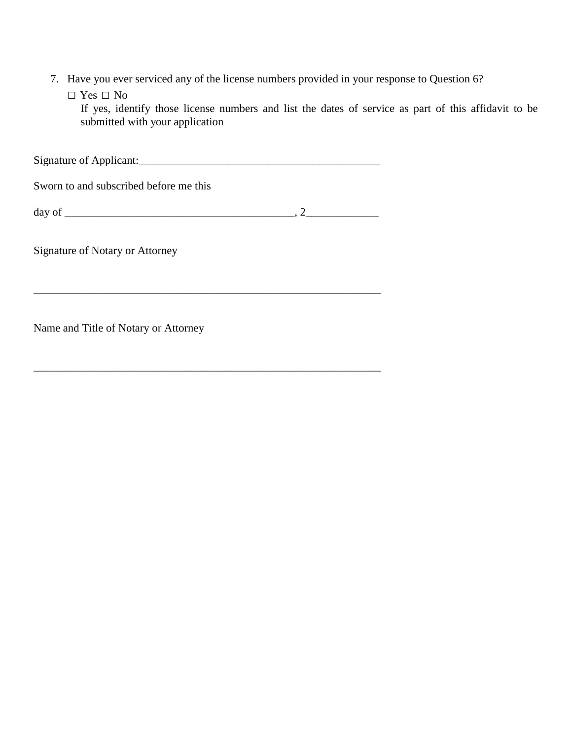7. Have you ever serviced any of the license numbers provided in your response to Question 6?

   ☐ Yes ☐ No

   If yes, identify those license numbers and list the dates of service as part of this affidavit to be submitted with your application

Signature of Applicant:_____________________________________________

Sworn to and subscribed before me this

day of _________________________________________, 2_____________

Signature of Notary or Attorney

_________________________________________________________________

Name and Title of Notary or Attorney

_________________________________________________________________